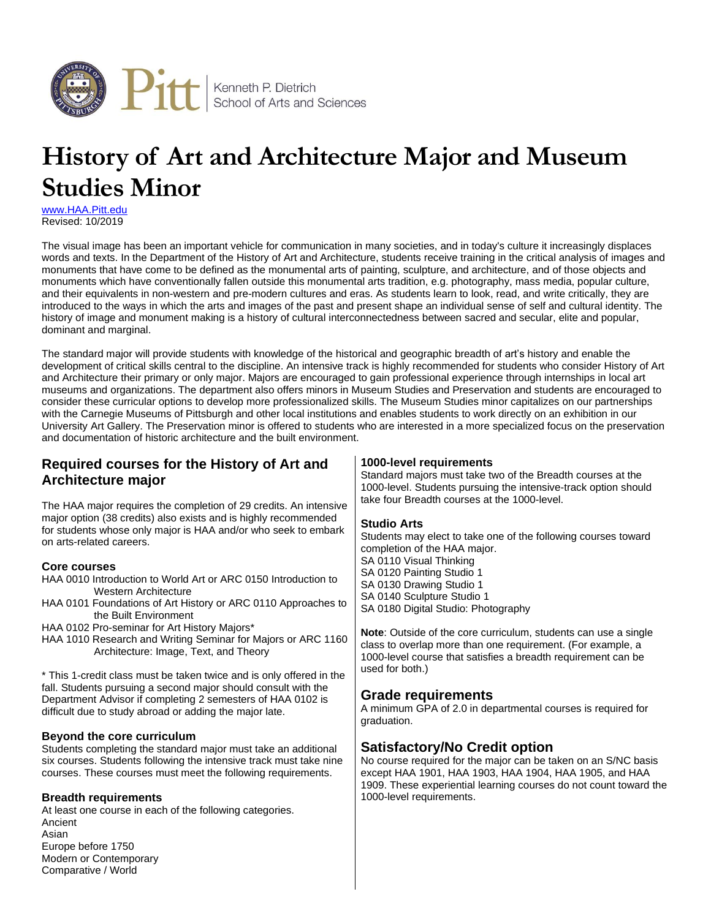# History of Art and Architecture Major and Museum Studies Minor

www.HAA.Pitt.edu
Revised: 10/2019

The visual image has been an important vehicle for communication in many societies, and in today's culture it increasingly displaces words and texts. In the Department of the History of Art and Architecture, students receive training in the critical analysis of images and monuments that have come to be defined as the monumental arts of painting, sculpture, and architecture, and of those objects and monuments which have conventionally fallen outside this monumental arts tradition, e.g. photography, mass media, popular culture, and their equivalents in non-western and pre-modern cultures and eras. As students learn to look, read, and write critically, they are introduced to the ways in which the arts and images of the past and present shape an individual sense of self and cultural identity. The history of image and monument making is a history of cultural interconnectedness between sacred and secular, elite and popular, dominant and marginal.

The standard major will provide students with knowledge of the historical and geographic breadth of art's history and enable the development of critical skills central to the discipline. An intensive track is highly recommended for students who consider History of Art and Architecture their primary or only major. Majors are encouraged to gain professional experience through internships in local art museums and organizations. The department also offers minors in Museum Studies and Preservation and students are encouraged to consider these curricular options to develop more professionalized skills. The Museum Studies minor capitalizes on our partnerships with the Carnegie Museums of Pittsburgh and other local institutions and enables students to work directly on an exhibition in our University Art Gallery. The Preservation minor is offered to students who are interested in a more specialized focus on the preservation and documentation of historic architecture and the built environment.

## Required courses for the History of Art and Architecture major

The HAA major requires the completion of 29 credits. An intensive major option (38 credits) also exists and is highly recommended for students whose only major is HAA and/or who seek to embark on arts-related careers.

### Core courses

HAA 0010 Introduction to World Art or ARC 0150 Introduction to Western Architecture
HAA 0101 Foundations of Art History or ARC 0110 Approaches to the Built Environment
HAA 0102 Pro-seminar for Art History Majors*
HAA 1010 Research and Writing Seminar for Majors or ARC 1160 Architecture: Image, Text, and Theory

* This 1-credit class must be taken twice and is only offered in the fall. Students pursuing a second major should consult with the Department Advisor if completing 2 semesters of HAA 0102 is difficult due to study abroad or adding the major late.

### Beyond the core curriculum

Students completing the standard major must take an additional six courses. Students following the intensive track must take nine courses. These courses must meet the following requirements.

### Breadth requirements

At least one course in each of the following categories.
Ancient
Asian
Europe before 1750
Modern or Contemporary
Comparative / World

### 1000-level requirements

Standard majors must take two of the Breadth courses at the 1000-level. Students pursuing the intensive-track option should take four Breadth courses at the 1000-level.

### Studio Arts

Students may elect to take one of the following courses toward completion of the HAA major.
SA 0110 Visual Thinking
SA 0120 Painting Studio 1
SA 0130 Drawing Studio 1
SA 0140 Sculpture Studio 1
SA 0180 Digital Studio: Photography

**Note**: Outside of the core curriculum, students can use a single class to overlap more than one requirement. (For example, a 1000-level course that satisfies a breadth requirement can be used for both.)

## Grade requirements

A minimum GPA of 2.0 in departmental courses is required for graduation.

## Satisfactory/No Credit option

No course required for the major can be taken on an S/NC basis except HAA 1901, HAA 1903, HAA 1904, HAA 1905, and HAA 1909. These experiential learning courses do not count toward the 1000-level requirements.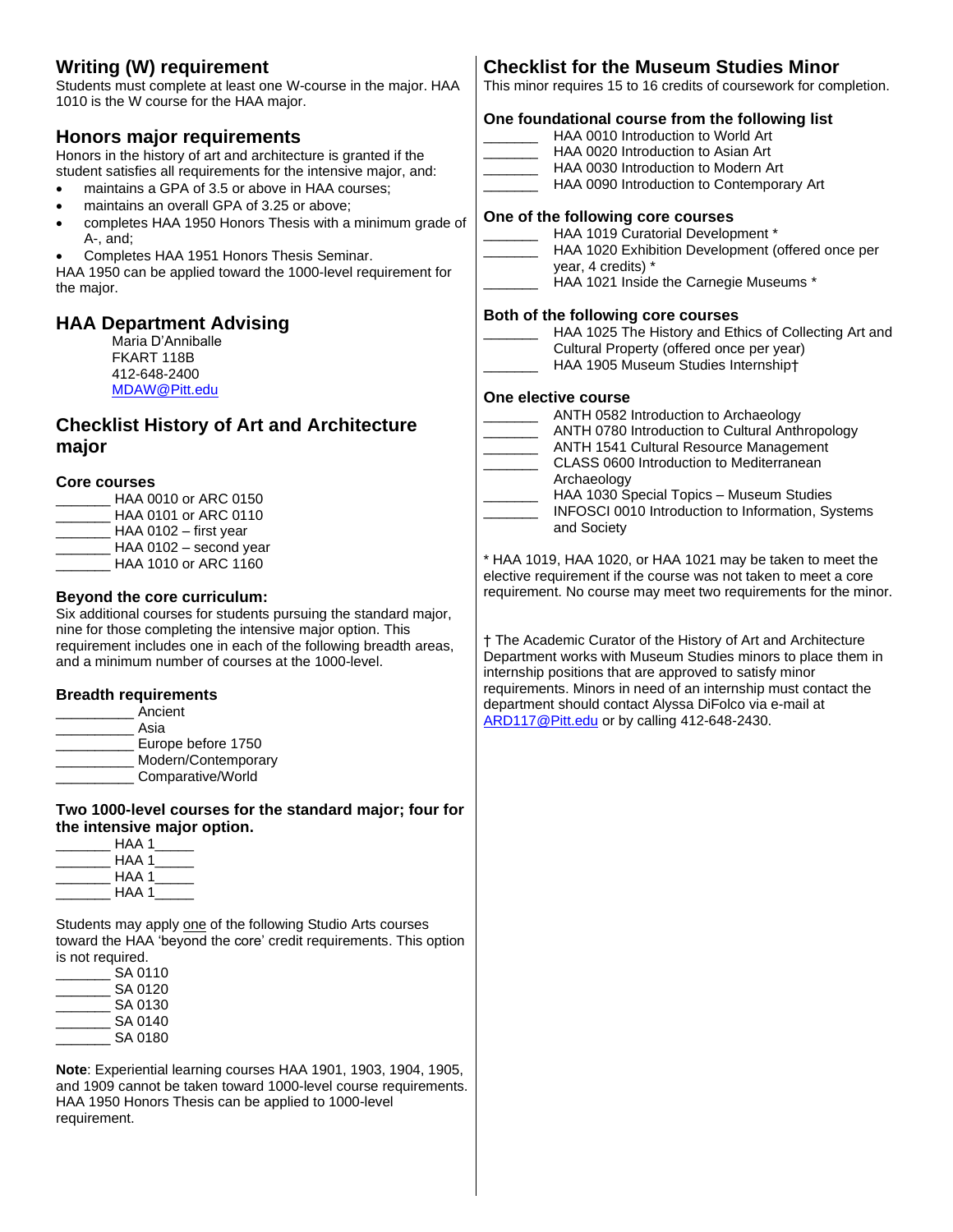## Writing (W) requirement

Students must complete at least one W-course in the major. HAA 1010 is the W course for the HAA major.

## Honors major requirements

Honors in the history of art and architecture is granted if the student satisfies all requirements for the intensive major, and:

- maintains a GPA of 3.5 or above in HAA courses;
- maintains an overall GPA of 3.25 or above;
- completes HAA 1950 Honors Thesis with a minimum grade of A-, and;
- Completes HAA 1951 Honors Thesis Seminar.

HAA 1950 can be applied toward the 1000-level requirement for the major.

## HAA Department Advising

Maria D'Anniballe
FKART 118B
412-648-2400
MDAW@Pitt.edu

## Checklist History of Art and Architecture major

### Core courses

_______ HAA 0010 or ARC 0150
_______ HAA 0101 or ARC 0110
_______ HAA 0102 – first year
_______ HAA 0102 – second year
_______ HAA 1010 or ARC 1160

### Beyond the core curriculum:

Six additional courses for students pursuing the standard major, nine for those completing the intensive major option. This requirement includes one in each of the following breadth areas, and a minimum number of courses at the 1000-level.

### Breadth requirements

__________ Ancient
__________ Asia
__________ Europe before 1750
__________ Modern/Contemporary
__________ Comparative/World

### Two 1000-level courses for the standard major; four for the intensive major option.

_______ HAA 1_____
_______ HAA 1_____
_______ HAA 1_____
_______ HAA 1_____

Students may apply one of the following Studio Arts courses toward the HAA 'beyond the core' credit requirements. This option is not required.

_______ SA 0110
_______ SA 0120
_______ SA 0130
_______ SA 0140
_______ SA 0180

**Note**: Experiential learning courses HAA 1901, 1903, 1904, 1905, and 1909 cannot be taken toward 1000-level course requirements. HAA 1950 Honors Thesis can be applied to 1000-level requirement.

## Checklist for the Museum Studies Minor

This minor requires 15 to 16 credits of coursework for completion.

### One foundational course from the following list

_______ HAA 0010 Introduction to World Art
_______ HAA 0020 Introduction to Asian Art
_______ HAA 0030 Introduction to Modern Art
_______ HAA 0090 Introduction to Contemporary Art

### One of the following core courses

_______ HAA 1019 Curatorial Development *
_______ HAA 1020 Exhibition Development (offered once per year, 4 credits) *
_______ HAA 1021 Inside the Carnegie Museums *

### Both of the following core courses

_______ HAA 1025 The History and Ethics of Collecting Art and Cultural Property (offered once per year)
_______ HAA 1905 Museum Studies Internship†

### One elective course

_______ ANTH 0582 Introduction to Archaeology
_______ ANTH 0780 Introduction to Cultural Anthropology
_______ ANTH 1541 Cultural Resource Management
_______ CLASS 0600 Introduction to Mediterranean Archaeology
_______ HAA 1030 Special Topics – Museum Studies
_______ INFOSCI 0010 Introduction to Information, Systems and Society

* HAA 1019, HAA 1020, or HAA 1021 may be taken to meet the elective requirement if the course was not taken to meet a core requirement. No course may meet two requirements for the minor.

† The Academic Curator of the History of Art and Architecture Department works with Museum Studies minors to place them in internship positions that are approved to satisfy minor requirements. Minors in need of an internship must contact the department should contact Alyssa DiFolco via e-mail at ARD117@Pitt.edu or by calling 412-648-2430.